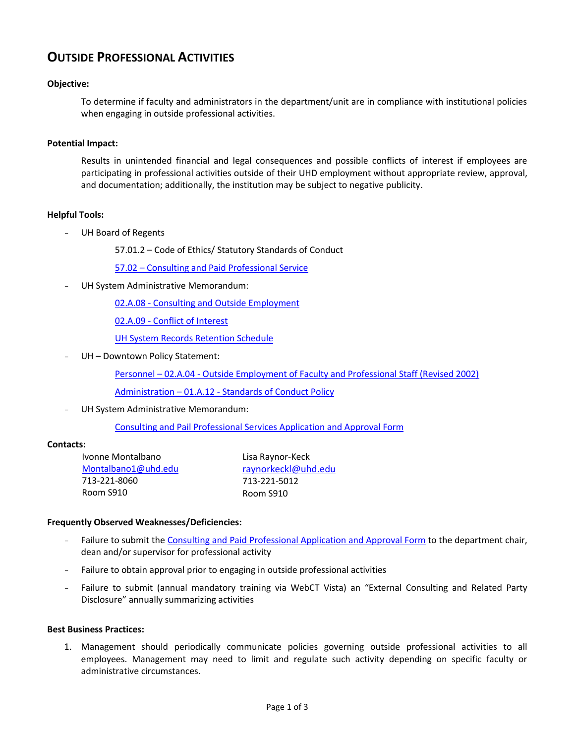# OUTSIDE PROFESSIONAL ACTIVITIES

**Objective:**

To determine if faculty and administrators in the department/unit are in compliance with institutional policies when engaging in outside professional activities.

**Potential Impact:**

Results in unintended financial and legal consequences and possible conflicts of interest if employees are participating in professional activities outside of their UHD employment without appropriate review, approval, and documentation; additionally, the institution may be subject to negative publicity.

**Helpful Tools:**

- UH Board of Regents
  - 57.01.2 – Code of Ethics/ Statutory Standards of Conduct
  - 57.02 – Consulting and Paid Professional Service
- UH System Administrative Memorandum:
  - 02.A.08 - Consulting and Outside Employment
  - 02.A.09 - Conflict of Interest
  - UH System Records Retention Schedule
- UH – Downtown Policy Statement:
  - Personnel – 02.A.04 - Outside Employment of Faculty and Professional Staff (Revised 2002)
  - Administration – 01.A.12 - Standards of Conduct Policy
- UH System Administrative Memorandum:
  - Consulting and Pail Professional Services Application and Approval Form

**Contacts:**

Ivonne Montalbano
Montalbano1@uhd.edu
713-221-8060
Room S910

Lisa Raynor-Keck
raynorkeckl@uhd.edu
713-221-5012
Room S910

**Frequently Observed Weaknesses/Deficiencies:**

- Failure to submit the Consulting and Paid Professional Application and Approval Form to the department chair, dean and/or supervisor for professional activity
- Failure to obtain approval prior to engaging in outside professional activities
- Failure to submit (annual mandatory training via WebCT Vista) an "External Consulting and Related Party Disclosure" annually summarizing activities

**Best Business Practices:**

1. Management should periodically communicate policies governing outside professional activities to all employees. Management may need to limit and regulate such activity depending on specific faculty or administrative circumstances.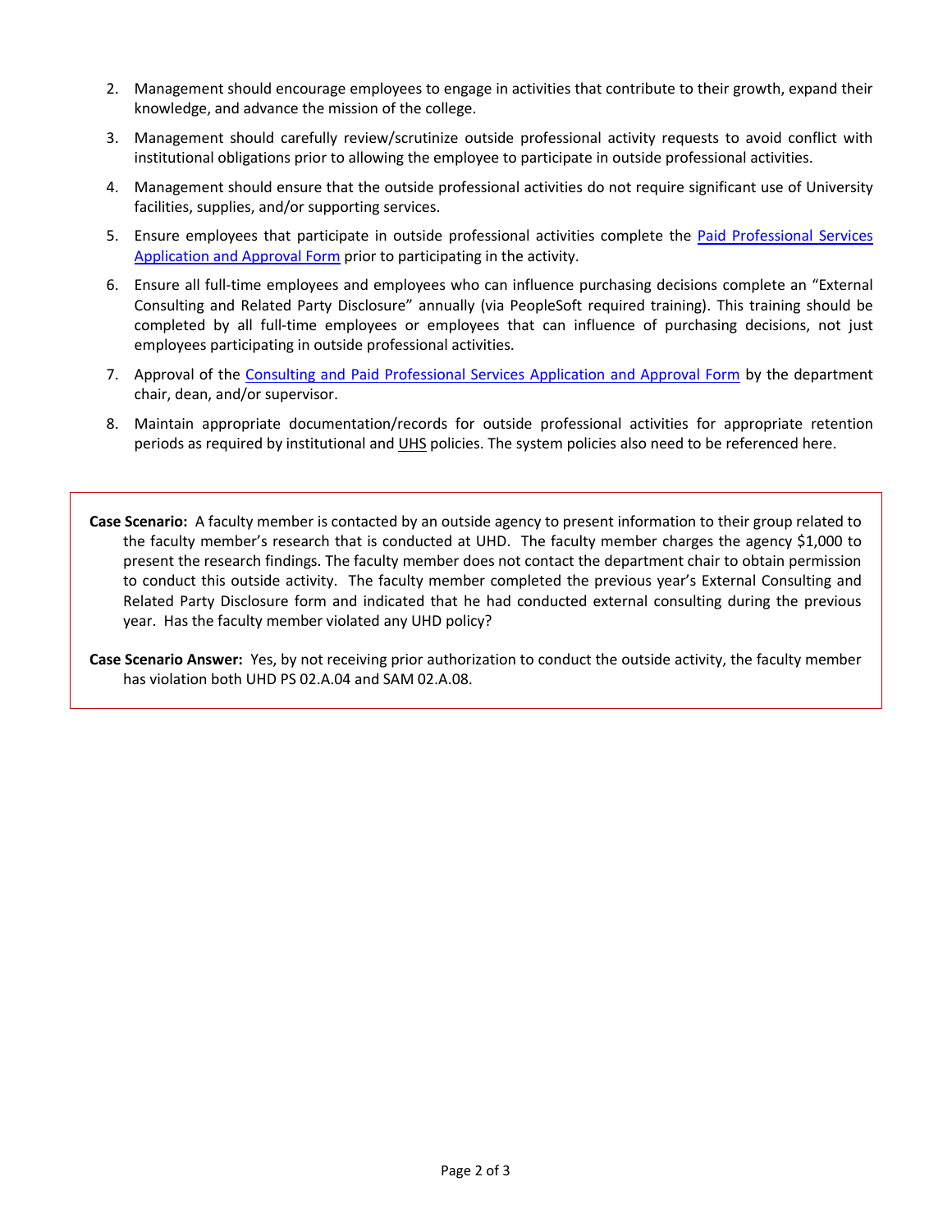2. Management should encourage employees to engage in activities that contribute to their growth, expand their knowledge, and advance the mission of the college.
3. Management should carefully review/scrutinize outside professional activity requests to avoid conflict with institutional obligations prior to allowing the employee to participate in outside professional activities.
4. Management should ensure that the outside professional activities do not require significant use of University facilities, supplies, and/or supporting services.
5. Ensure employees that participate in outside professional activities complete the Paid Professional Services Application and Approval Form prior to participating in the activity.
6. Ensure all full-time employees and employees who can influence purchasing decisions complete an "External Consulting and Related Party Disclosure" annually (via PeopleSoft required training). This training should be completed by all full-time employees or employees that can influence of purchasing decisions, not just employees participating in outside professional activities.
7. Approval of the Consulting and Paid Professional Services Application and Approval Form by the department chair, dean, and/or supervisor.
8. Maintain appropriate documentation/records for outside professional activities for appropriate retention periods as required by institutional and UHS policies. The system policies also need to be referenced here.

**Case Scenario:** A faculty member is contacted by an outside agency to present information to their group related to the faculty member's research that is conducted at UHD. The faculty member charges the agency $1,000 to present the research findings. The faculty member does not contact the department chair to obtain permission to conduct this outside activity. The faculty member completed the previous year's External Consulting and Related Party Disclosure form and indicated that he had conducted external consulting during the previous year. Has the faculty member violated any UHD policy?

**Case Scenario Answer:** Yes, by not receiving prior authorization to conduct the outside activity, the faculty member has violation both UHD PS 02.A.04 and SAM 02.A.08.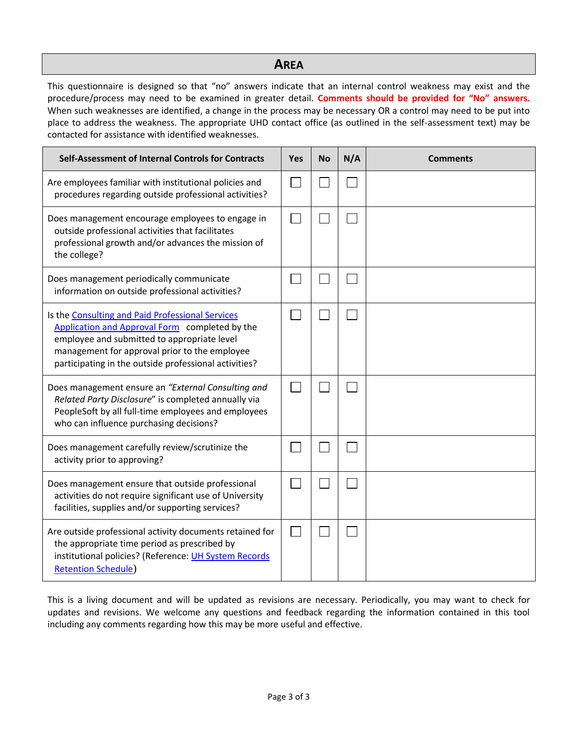## AREA

This questionnaire is designed so that "no" answers indicate that an internal control weakness may exist and the procedure/process may need to be examined in greater detail. **Comments should be provided for "No" answers.** When such weaknesses are identified, a change in the process may be necessary OR a control may need to be put into place to address the weakness. The appropriate UHD contact office (as outlined in the self-assessment text) may be contacted for assistance with identified weaknesses.

| Self-Assessment of Internal Controls for Contracts | Yes | No | N/A | Comments |
|---|---|---|---|---|
| Are employees familiar with institutional policies and procedures regarding outside professional activities? | ☐ | ☐ | ☐ | |
| Does management encourage employees to engage in outside professional activities that facilitates professional growth and/or advances the mission of the college? | ☐ | ☐ | ☐ | |
| Does management periodically communicate information on outside professional activities? | ☐ | ☐ | ☐ | |
| Is the Consulting and Paid Professional Services Application and Approval Form completed by the employee and submitted to appropriate level management for approval prior to the employee participating in the outside professional activities? | ☐ | ☐ | ☐ | |
| Does management ensure an *"External Consulting and Related Party Disclosure"* is completed annually via PeopleSoft by all full-time employees and employees who can influence purchasing decisions? | ☐ | ☐ | ☐ | |
| Does management carefully review/scrutinize the activity prior to approving? | ☐ | ☐ | ☐ | |
| Does management ensure that outside professional activities do not require significant use of University facilities, supplies and/or supporting services? | ☐ | ☐ | ☐ | |
| Are outside professional activity documents retained for the appropriate time period as prescribed by institutional policies? (Reference: UH System Records Retention Schedule) | ☐ | ☐ | ☐ | |

This is a living document and will be updated as revisions are necessary. Periodically, you may want to check for updates and revisions. We welcome any questions and feedback regarding the information contained in this tool including any comments regarding how this may be more useful and effective.